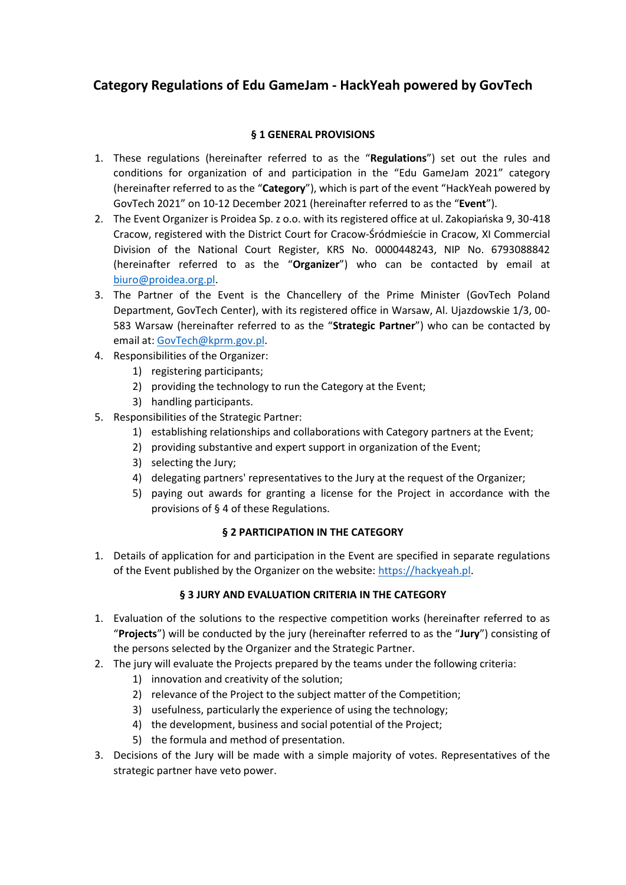# Category Regulations of Edu GameJam - HackYeah powered by GovTech

## § 1 GENERAL PROVISIONS

1. These regulations (hereinafter referred to as the "**Regulations**") set out the rules and conditions for organization of and participation in the "Edu GameJam 2021" category (hereinafter referred to as the "**Category**"), which is part of the event "HackYeah powered by GovTech 2021" on 10-12 December 2021 (hereinafter referred to as the "**Event**").
2. The Event Organizer is Proidea Sp. z o.o. with its registered office at ul. Zakopiańska 9, 30-418 Cracow, registered with the District Court for Cracow-Śródmieście in Cracow, XI Commercial Division of the National Court Register, KRS No. 0000448243, NIP No. 6793088842 (hereinafter referred to as the "**Organizer**") who can be contacted by email at biuro@proidea.org.pl.
3. The Partner of the Event is the Chancellery of the Prime Minister (GovTech Poland Department, GovTech Center), with its registered office in Warsaw, Al. Ujazdowskie 1/3, 00-583 Warsaw (hereinafter referred to as the "**Strategic Partner**") who can be contacted by email at: GovTech@kprm.gov.pl.
4. Responsibilities of the Organizer:
   1) registering participants;
   2) providing the technology to run the Category at the Event;
   3) handling participants.
5. Responsibilities of the Strategic Partner:
   1) establishing relationships and collaborations with Category partners at the Event;
   2) providing substantive and expert support in organization of the Event;
   3) selecting the Jury;
   4) delegating partners' representatives to the Jury at the request of the Organizer;
   5) paying out awards for granting a license for the Project in accordance with the provisions of § 4 of these Regulations.

## § 2 PARTICIPATION IN THE CATEGORY

1. Details of application for and participation in the Event are specified in separate regulations of the Event published by the Organizer on the website: https://hackyeah.pl.

## § 3 JURY AND EVALUATION CRITERIA IN THE CATEGORY

1. Evaluation of the solutions to the respective competition works (hereinafter referred to as "**Projects**") will be conducted by the jury (hereinafter referred to as the "**Jury**") consisting of the persons selected by the Organizer and the Strategic Partner.
2. The jury will evaluate the Projects prepared by the teams under the following criteria:
   1) innovation and creativity of the solution;
   2) relevance of the Project to the subject matter of the Competition;
   3) usefulness, particularly the experience of using the technology;
   4) the development, business and social potential of the Project;
   5) the formula and method of presentation.
3. Decisions of the Jury will be made with a simple majority of votes. Representatives of the strategic partner have veto power.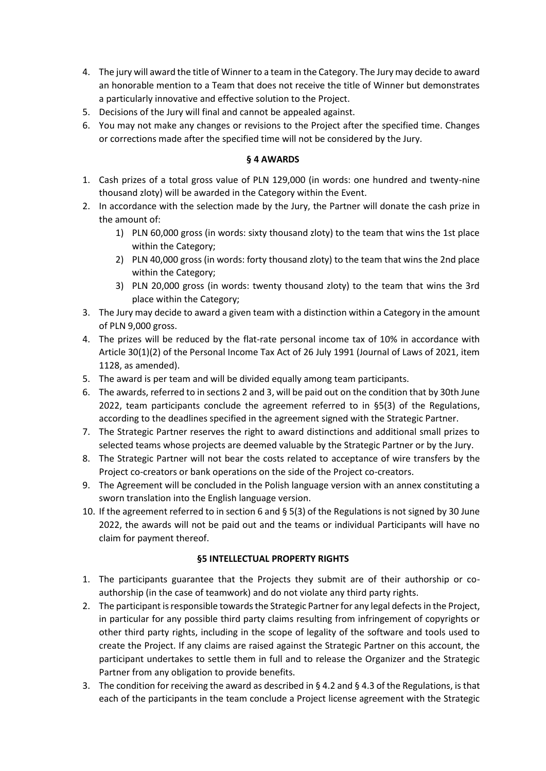4. The jury will award the title of Winner to a team in the Category. The Jury may decide to award an honorable mention to a Team that does not receive the title of Winner but demonstrates a particularly innovative and effective solution to the Project.
5. Decisions of the Jury will final and cannot be appealed against.
6. You may not make any changes or revisions to the Project after the specified time. Changes or corrections made after the specified time will not be considered by the Jury.

## § 4 AWARDS

1. Cash prizes of a total gross value of PLN 129,000 (in words: one hundred and twenty-nine thousand zloty) will be awarded in the Category within the Event.
2. In accordance with the selection made by the Jury, the Partner will donate the cash prize in the amount of:
   1) PLN 60,000 gross (in words: sixty thousand zloty) to the team that wins the 1st place within the Category;
   2) PLN 40,000 gross (in words: forty thousand zloty) to the team that wins the 2nd place within the Category;
   3) PLN 20,000 gross (in words: twenty thousand zloty) to the team that wins the 3rd place within the Category;
3. The Jury may decide to award a given team with a distinction within a Category in the amount of PLN 9,000 gross.
4. The prizes will be reduced by the flat-rate personal income tax of 10% in accordance with Article 30(1)(2) of the Personal Income Tax Act of 26 July 1991 (Journal of Laws of 2021, item 1128, as amended).
5. The award is per team and will be divided equally among team participants.
6. The awards, referred to in sections 2 and 3, will be paid out on the condition that by 30th June 2022, team participants conclude the agreement referred to in §5(3) of the Regulations, according to the deadlines specified in the agreement signed with the Strategic Partner.
7. The Strategic Partner reserves the right to award distinctions and additional small prizes to selected teams whose projects are deemed valuable by the Strategic Partner or by the Jury.
8. The Strategic Partner will not bear the costs related to acceptance of wire transfers by the Project co-creators or bank operations on the side of the Project co-creators.
9. The Agreement will be concluded in the Polish language version with an annex constituting a sworn translation into the English language version.
10. If the agreement referred to in section 6 and § 5(3) of the Regulations is not signed by 30 June 2022, the awards will not be paid out and the teams or individual Participants will have no claim for payment thereof.

## §5 INTELLECTUAL PROPERTY RIGHTS

1. The participants guarantee that the Projects they submit are of their authorship or co-authorship (in the case of teamwork) and do not violate any third party rights.
2. The participant is responsible towards the Strategic Partner for any legal defects in the Project, in particular for any possible third party claims resulting from infringement of copyrights or other third party rights, including in the scope of legality of the software and tools used to create the Project. If any claims are raised against the Strategic Partner on this account, the participant undertakes to settle them in full and to release the Organizer and the Strategic Partner from any obligation to provide benefits.
3. The condition for receiving the award as described in § 4.2 and § 4.3 of the Regulations, is that each of the participants in the team conclude a Project license agreement with the Strategic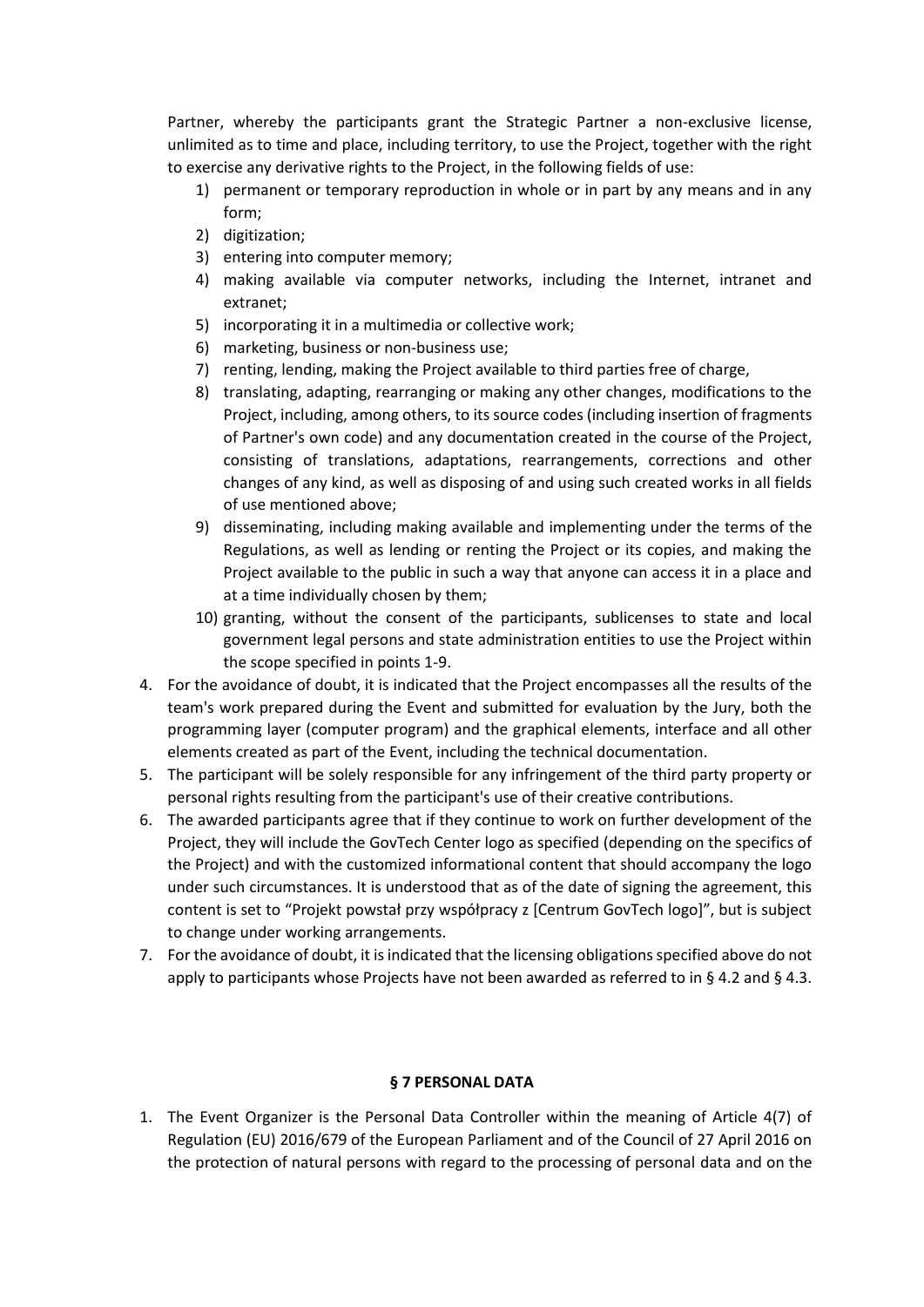Partner, whereby the participants grant the Strategic Partner a non-exclusive license, unlimited as to time and place, including territory, to use the Project, together with the right to exercise any derivative rights to the Project, in the following fields of use:

1) permanent or temporary reproduction in whole or in part by any means and in any form;
2) digitization;
3) entering into computer memory;
4) making available via computer networks, including the Internet, intranet and extranet;
5) incorporating it in a multimedia or collective work;
6) marketing, business or non-business use;
7) renting, lending, making the Project available to third parties free of charge,
8) translating, adapting, rearranging or making any other changes, modifications to the Project, including, among others, to its source codes (including insertion of fragments of Partner's own code) and any documentation created in the course of the Project, consisting of translations, adaptations, rearrangements, corrections and other changes of any kind, as well as disposing of and using such created works in all fields of use mentioned above;
9) disseminating, including making available and implementing under the terms of the Regulations, as well as lending or renting the Project or its copies, and making the Project available to the public in such a way that anyone can access it in a place and at a time individually chosen by them;
10) granting, without the consent of the participants, sublicenses to state and local government legal persons and state administration entities to use the Project within the scope specified in points 1-9.

4. For the avoidance of doubt, it is indicated that the Project encompasses all the results of the team's work prepared during the Event and submitted for evaluation by the Jury, both the programming layer (computer program) and the graphical elements, interface and all other elements created as part of the Event, including the technical documentation.
5. The participant will be solely responsible for any infringement of the third party property or personal rights resulting from the participant's use of their creative contributions.
6. The awarded participants agree that if they continue to work on further development of the Project, they will include the GovTech Center logo as specified (depending on the specifics of the Project) and with the customized informational content that should accompany the logo under such circumstances. It is understood that as of the date of signing the agreement, this content is set to "Projekt powstał przy współpracy z [Centrum GovTech logo]", but is subject to change under working arrangements.
7. For the avoidance of doubt, it is indicated that the licensing obligations specified above do not apply to participants whose Projects have not been awarded as referred to in § 4.2 and § 4.3.

## § 7 PERSONAL DATA

1. The Event Organizer is the Personal Data Controller within the meaning of Article 4(7) of Regulation (EU) 2016/679 of the European Parliament and of the Council of 27 April 2016 on the protection of natural persons with regard to the processing of personal data and on the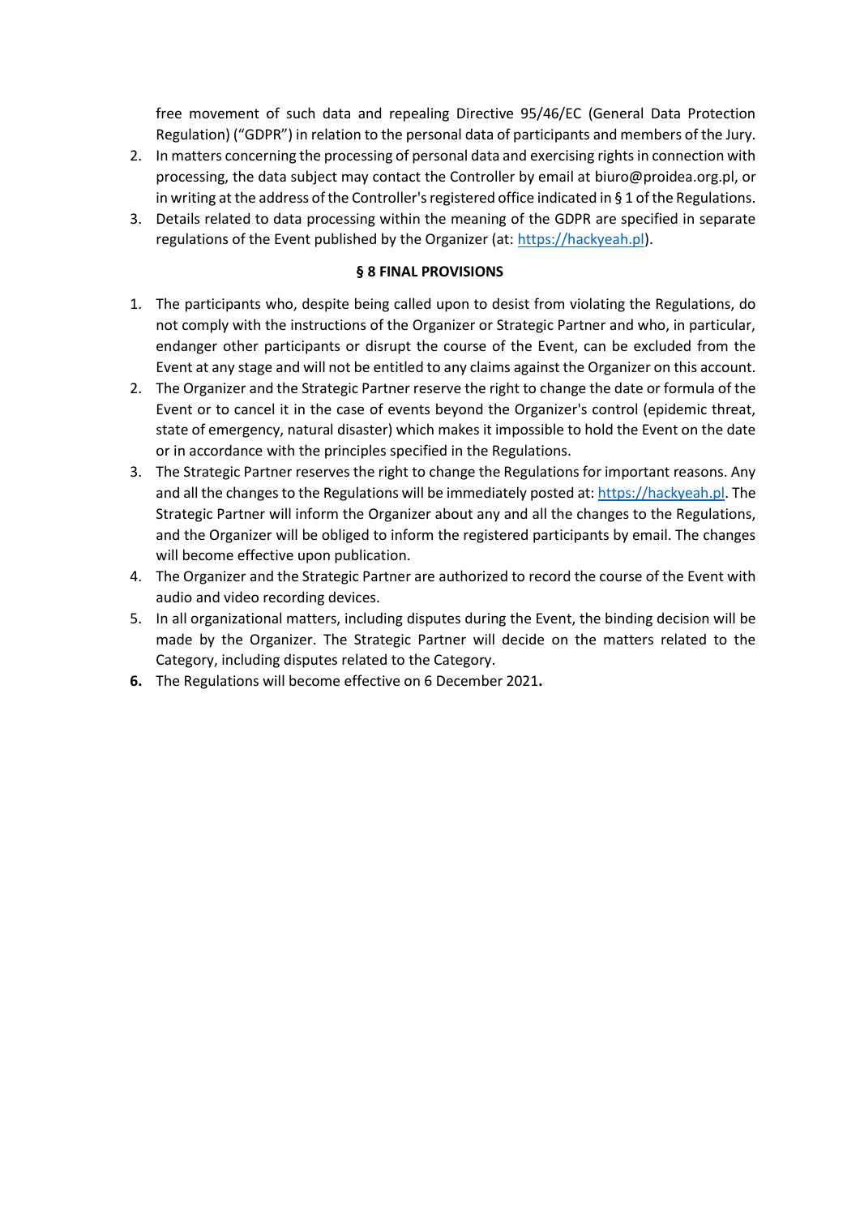free movement of such data and repealing Directive 95/46/EC (General Data Protection Regulation) ("GDPR") in relation to the personal data of participants and members of the Jury.

2. In matters concerning the processing of personal data and exercising rights in connection with processing, the data subject may contact the Controller by email at biuro@proidea.org.pl, or in writing at the address of the Controller's registered office indicated in § 1 of the Regulations.
3. Details related to data processing within the meaning of the GDPR are specified in separate regulations of the Event published by the Organizer (at: [https://hackyeah.pl](https://hackyeah.pl)).

### § 8 FINAL PROVISIONS

1. The participants who, despite being called upon to desist from violating the Regulations, do not comply with the instructions of the Organizer or Strategic Partner and who, in particular, endanger other participants or disrupt the course of the Event, can be excluded from the Event at any stage and will not be entitled to any claims against the Organizer on this account.
2. The Organizer and the Strategic Partner reserve the right to change the date or formula of the Event or to cancel it in the case of events beyond the Organizer's control (epidemic threat, state of emergency, natural disaster) which makes it impossible to hold the Event on the date or in accordance with the principles specified in the Regulations.
3. The Strategic Partner reserves the right to change the Regulations for important reasons. Any and all the changes to the Regulations will be immediately posted at: [https://hackyeah.pl](https://hackyeah.pl). The Strategic Partner will inform the Organizer about any and all the changes to the Regulations, and the Organizer will be obliged to inform the registered participants by email. The changes will become effective upon publication.
4. The Organizer and the Strategic Partner are authorized to record the course of the Event with audio and video recording devices.
5. In all organizational matters, including disputes during the Event, the binding decision will be made by the Organizer. The Strategic Partner will decide on the matters related to the Category, including disputes related to the Category.
6. The Regulations will become effective on 6 December 2021.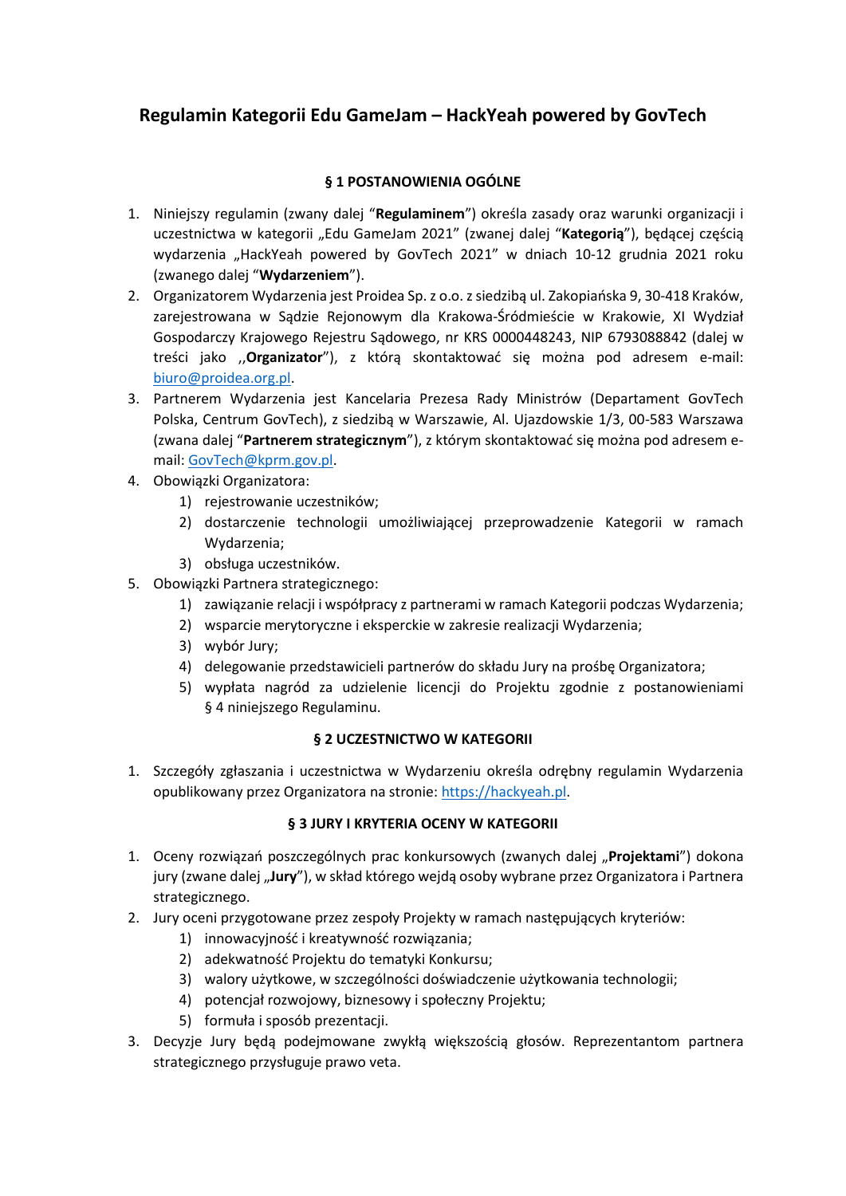# Regulamin Kategorii Edu GameJam – HackYeah powered by GovTech

## § 1 POSTANOWIENIA OGÓLNE

1. Niniejszy regulamin (zwany dalej “**Regulaminem**”) określa zasady oraz warunki organizacji i uczestnictwa w kategorii „Edu GameJam 2021” (zwanej dalej “**Kategorią**”), będącej częścią wydarzenia „HackYeah powered by GovTech 2021” w dniach 10-12 grudnia 2021 roku (zwanego dalej “**Wydarzeniem**”).
2. Organizatorem Wydarzenia jest Proidea Sp. z o.o. z siedzibą ul. Zakopiańska 9, 30-418 Kraków, zarejestrowana w Sądzie Rejonowym dla Krakowa-Śródmieście w Krakowie, XI Wydział Gospodarczy Krajowego Rejestru Sądowego, nr KRS 0000448243, NIP 6793088842 (dalej w treści jako ,,**Organizator**”), z którą skontaktować się można pod adresem e-mail: biuro@proidea.org.pl.
3. Partnerem Wydarzenia jest Kancelaria Prezesa Rady Ministrów (Departament GovTech Polska, Centrum GovTech), z siedzibą w Warszawie, Al. Ujazdowskie 1/3, 00-583 Warszawa (zwana dalej “**Partnerem strategicznym**”), z którym skontaktować się można pod adresem e-mail: GovTech@kprm.gov.pl.
4. Obowiązki Organizatora:
   1) rejestrowanie uczestników;
   2) dostarczenie technologii umożliwiającej przeprowadzenie Kategorii w ramach Wydarzenia;
   3) obsługa uczestników.
5. Obowiązki Partnera strategicznego:
   1) zawiązanie relacji i współpracy z partnerami w ramach Kategorii podczas Wydarzenia;
   2) wsparcie merytoryczne i eksperckie w zakresie realizacji Wydarzenia;
   3) wybór Jury;
   4) delegowanie przedstawicieli partnerów do składu Jury na prośbę Organizatora;
   5) wypłata nagród za udzielenie licencji do Projektu zgodnie z postanowieniami § 4 niniejszego Regulaminu.

## § 2 UCZESTNICTWO W KATEGORII

1. Szczegóły zgłaszania i uczestnictwa w Wydarzeniu określa odrębny regulamin Wydarzenia opublikowany przez Organizatora na stronie: https://hackyeah.pl.

## § 3 JURY I KRYTERIA OCENY W KATEGORII

1. Oceny rozwiązań poszczególnych prac konkursowych (zwanych dalej „**Projektami**”) dokona jury (zwane dalej „**Jury**”), w skład którego wejdą osoby wybrane przez Organizatora i Partnera strategicznego.
2. Jury oceni przygotowane przez zespoły Projekty w ramach następujących kryteriów:
   1) innowacyjność i kreatywność rozwiązania;
   2) adekwatność Projektu do tematyki Konkursu;
   3) walory użytkowe, w szczególności doświadczenie użytkowania technologii;
   4) potencjał rozwojowy, biznesowy i społeczny Projektu;
   5) formuła i sposób prezentacji.
3. Decyzje Jury będą podejmowane zwykłą większością głosów. Reprezentantom partnera strategicznego przysługuje prawo veta.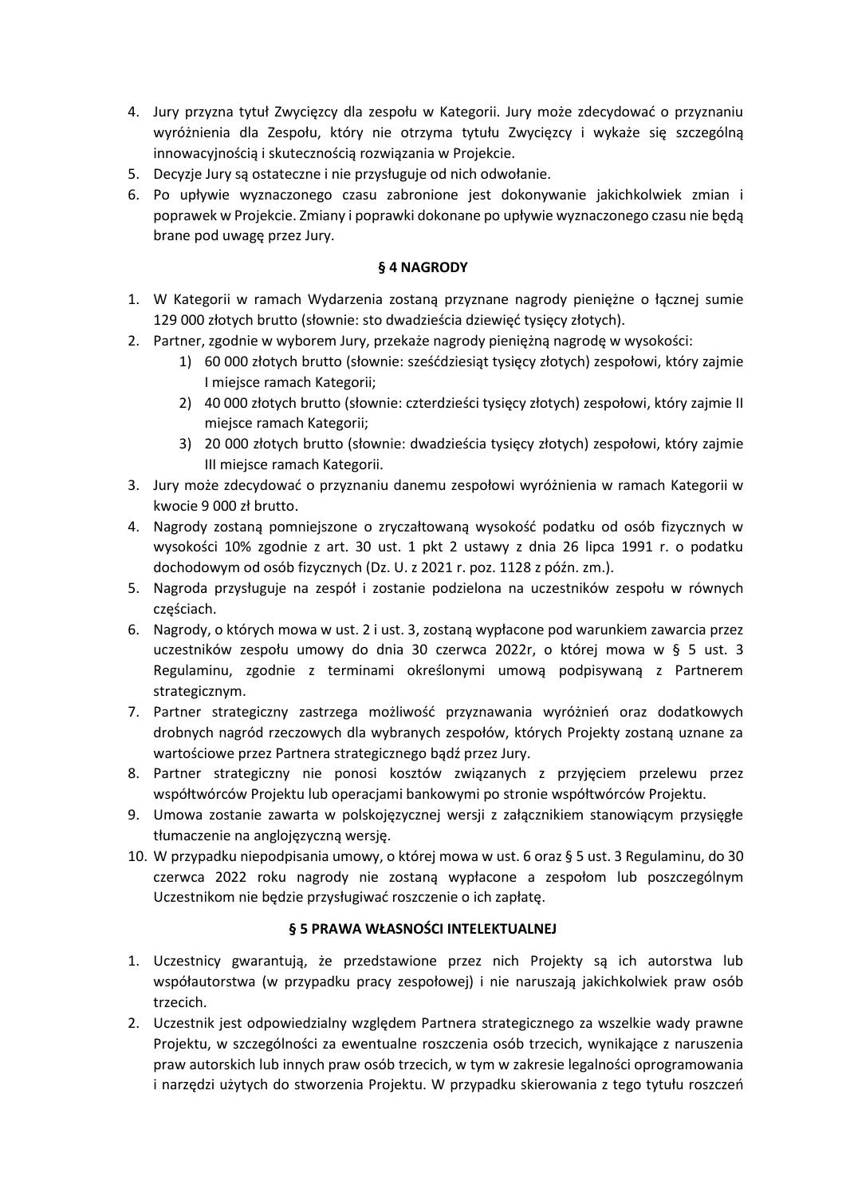4. Jury przyzna tytuł Zwycięzcy dla zespołu w Kategorii. Jury może zdecydować o przyznaniu wyróżnienia dla Zespołu, który nie otrzyma tytułu Zwycięzcy i wykaże się szczególną innowacyjnością i skutecznością rozwiązania w Projekcie.
5. Decyzje Jury są ostateczne i nie przysługuje od nich odwołanie.
6. Po upływie wyznaczonego czasu zabronione jest dokonywanie jakichkolwiek zmian i poprawek w Projekcie. Zmiany i poprawki dokonane po upływie wyznaczonego czasu nie będą brane pod uwagę przez Jury.

### § 4 NAGRODY

1. W Kategorii w ramach Wydarzenia zostaną przyznane nagrody pieniężne o łącznej sumie 129 000 złotych brutto (słownie: sto dwadzieścia dziewięć tysięcy złotych).
2. Partner, zgodnie w wyborem Jury, przekaże nagrody pieniężną nagrodę w wysokości:
   1) 60 000 złotych brutto (słownie: sześćdziesiąt tysięcy złotych) zespołowi, który zajmie I miejsce ramach Kategorii;
   2) 40 000 złotych brutto (słownie: czterdzieści tysięcy złotych) zespołowi, który zajmie II miejsce ramach Kategorii;
   3) 20 000 złotych brutto (słownie: dwadzieścia tysięcy złotych) zespołowi, który zajmie III miejsce ramach Kategorii.
3. Jury może zdecydować o przyznaniu danemu zespołowi wyróżnienia w ramach Kategorii w kwocie 9 000 zł brutto.
4. Nagrody zostaną pomniejszone o zryczałtowaną wysokość podatku od osób fizycznych w wysokości 10% zgodnie z art. 30 ust. 1 pkt 2 ustawy z dnia 26 lipca 1991 r. o podatku dochodowym od osób fizycznych (Dz. U. z 2021 r. poz. 1128 z późn. zm.).
5. Nagroda przysługuje na zespół i zostanie podzielona na uczestników zespołu w równych częściach.
6. Nagrody, o których mowa w ust. 2 i ust. 3, zostaną wypłacone pod warunkiem zawarcia przez uczestników zespołu umowy do dnia 30 czerwca 2022r, o której mowa w § 5 ust. 3 Regulaminu, zgodnie z terminami określonymi umową podpisywaną z Partnerem strategicznym.
7. Partner strategiczny zastrzega możliwość przyznawania wyróżnień oraz dodatkowych drobnych nagród rzeczowych dla wybranych zespołów, których Projekty zostaną uznane za wartościowe przez Partnera strategicznego bądź przez Jury.
8. Partner strategiczny nie ponosi kosztów związanych z przyjęciem przelewu przez współtwórców Projektu lub operacjami bankowymi po stronie współtwórców Projektu.
9. Umowa zostanie zawarta w polskojęzycznej wersji z załącznikiem stanowiącym przysięgłe tłumaczenie na anglojęzyczną wersję.
10. W przypadku niepodpisania umowy, o której mowa w ust. 6 oraz § 5 ust. 3 Regulaminu, do 30 czerwca 2022 roku nagrody nie zostaną wypłacone a zespołom lub poszczególnym Uczestnikom nie będzie przysługiwać roszczenie o ich zapłatę.

### § 5 PRAWA WŁASNOŚCI INTELEKTUALNEJ

1. Uczestnicy gwarantują, że przedstawione przez nich Projekty są ich autorstwa lub współautorstwa (w przypadku pracy zespołowej) i nie naruszają jakichkolwiek praw osób trzecich.
2. Uczestnik jest odpowiedzialny względem Partnera strategicznego za wszelkie wady prawne Projektu, w szczególności za ewentualne roszczenia osób trzecich, wynikające z naruszenia praw autorskich lub innych praw osób trzecich, w tym w zakresie legalności oprogramowania i narzędzi użytych do stworzenia Projektu. W przypadku skierowania z tego tytułu roszczeń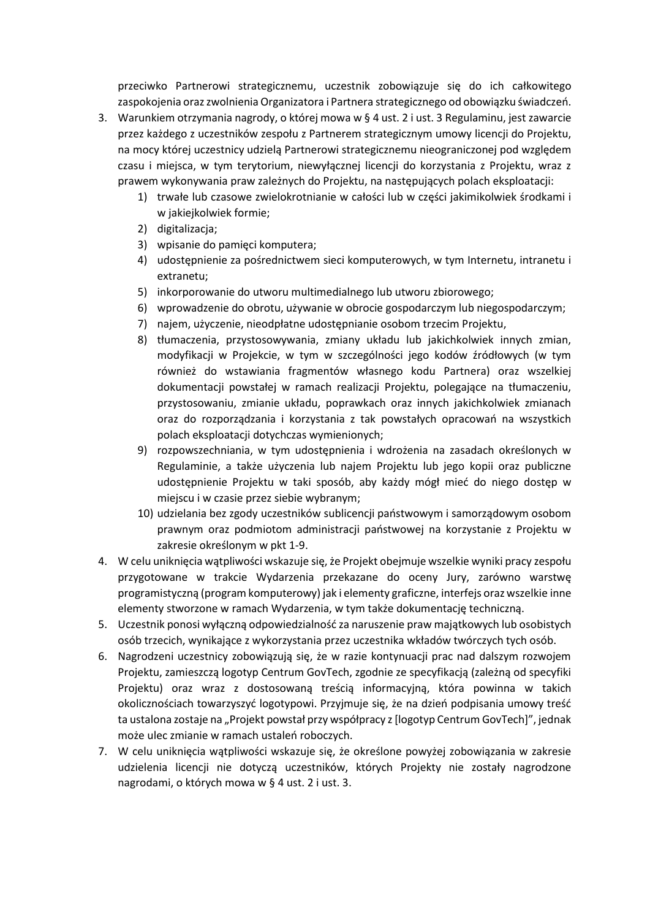przeciwko Partnerowi strategicznemu, uczestnik zobowiązuje się do ich całkowitego zaspokojenia oraz zwolnienia Organizatora i Partnera strategicznego od obowiązku świadczeń.

3. Warunkiem otrzymania nagrody, o której mowa w § 4 ust. 2 i ust. 3 Regulaminu, jest zawarcie przez każdego z uczestników zespołu z Partnerem strategicznym umowy licencji do Projektu, na mocy której uczestnicy udzielą Partnerowi strategicznemu nieograniczonej pod względem czasu i miejsca, w tym terytorium, niewyłącznej licencji do korzystania z Projektu, wraz z prawem wykonywania praw zależnych do Projektu, na następujących polach eksploatacji:
   1) trwałe lub czasowe zwielokrotnianie w całości lub w części jakimikolwiek środkami i w jakiejkolwiek formie;
   2) digitalizacja;
   3) wpisanie do pamięci komputera;
   4) udostępnienie za pośrednictwem sieci komputerowych, w tym Internetu, intranetu i extranetu;
   5) inkorporowanie do utworu multimedialnego lub utworu zbiorowego;
   6) wprowadzenie do obrotu, używanie w obrocie gospodarczym lub niegospodarczym;
   7) najem, użyczenie, nieodpłatne udostępnianie osobom trzecim Projektu,
   8) tłumaczenia, przystosowywania, zmiany układu lub jakichkolwiek innych zmian, modyfikacji w Projekcie, w tym w szczególności jego kodów źródłowych (w tym również do wstawiania fragmentów własnego kodu Partnera) oraz wszelkiej dokumentacji powstałej w ramach realizacji Projektu, polegające na tłumaczeniu, przystosowaniu, zmianie układu, poprawkach oraz innych jakichkolwiek zmianach oraz do rozporządzania i korzystania z tak powstałych opracowań na wszystkich polach eksploatacji dotychczas wymienionych;
   9) rozpowszechniania, w tym udostępnienia i wdrożenia na zasadach określonych w Regulaminie, a także użyczenia lub najem Projektu lub jego kopii oraz publiczne udostępnienie Projektu w taki sposób, aby każdy mógł mieć do niego dostęp w miejscu i w czasie przez siebie wybranym;
   10) udzielania bez zgody uczestników sublicencji państwowym i samorządowym osobom prawnym oraz podmiotom administracji państwowej na korzystanie z Projektu w zakresie określonym w pkt 1-9.
4. W celu uniknięcia wątpliwości wskazuje się, że Projekt obejmuje wszelkie wyniki pracy zespołu przygotowane w trakcie Wydarzenia przekazane do oceny Jury, zarówno warstwę programistyczną (program komputerowy) jak i elementy graficzne, interfejs oraz wszelkie inne elementy stworzone w ramach Wydarzenia, w tym także dokumentację techniczną.
5. Uczestnik ponosi wyłączną odpowiedzialność za naruszenie praw majątkowych lub osobistych osób trzecich, wynikające z wykorzystania przez uczestnika wkładów twórczych tych osób.
6. Nagrodzeni uczestnicy zobowiązują się, że w razie kontynuacji prac nad dalszym rozwojem Projektu, zamieszczą logotyp Centrum GovTech, zgodnie ze specyfikacją (zależną od specyfiki Projektu) oraz wraz z dostosowaną treścią informacyjną, która powinna w takich okolicznościach towarzyszyć logotypowi. Przyjmuje się, że na dzień podpisania umowy treść ta ustalona zostaje na „Projekt powstał przy współpracy z [logotyp Centrum GovTech]", jednak może ulec zmianie w ramach ustaleń roboczych.
7. W celu uniknięcia wątpliwości wskazuje się, że określone powyżej zobowiązania w zakresie udzielenia licencji nie dotyczą uczestników, których Projekty nie zostały nagrodzone nagrodami, o których mowa w § 4 ust. 2 i ust. 3.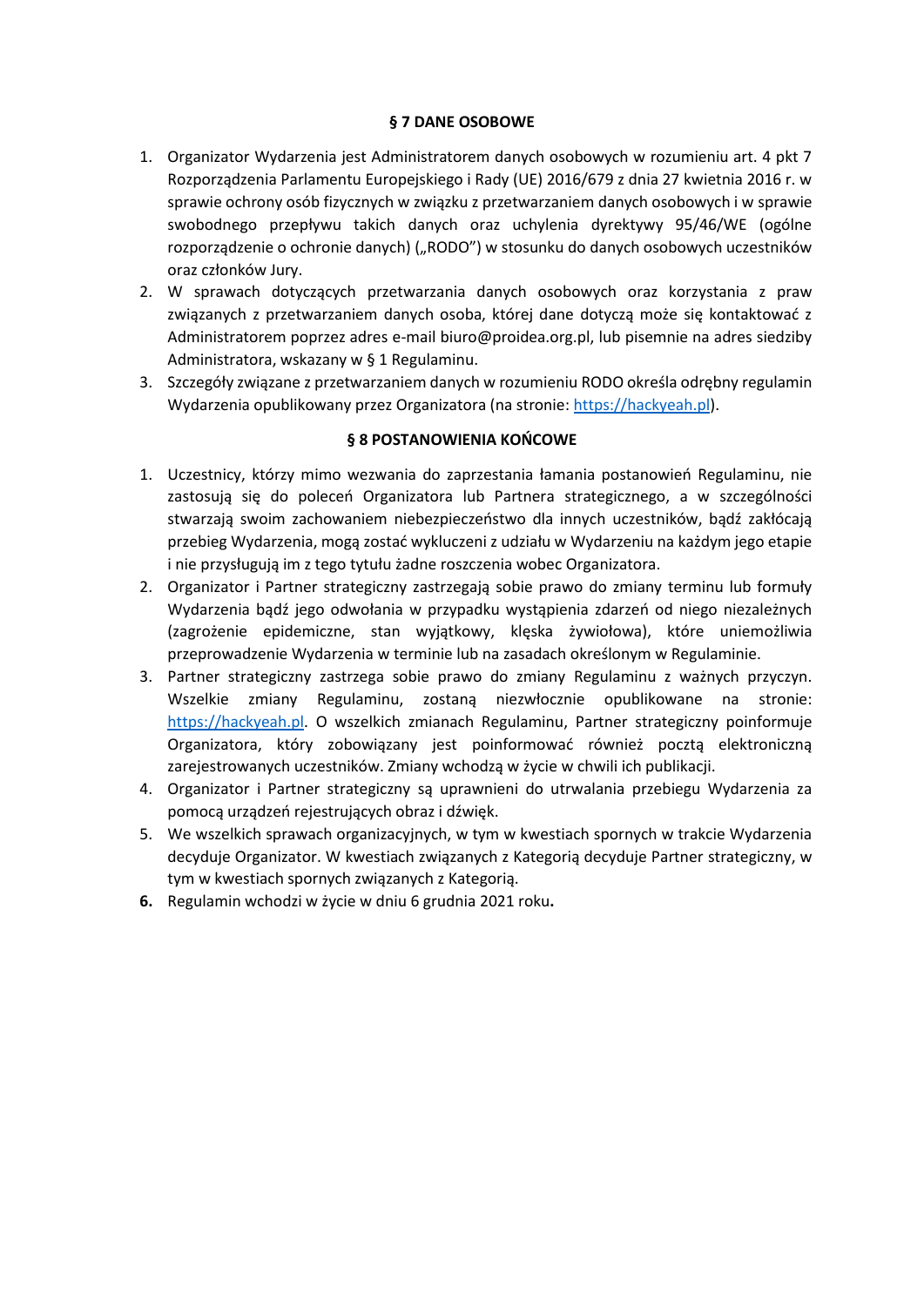## § 7 DANE OSOBOWE

1. Organizator Wydarzenia jest Administratorem danych osobowych w rozumieniu art. 4 pkt 7 Rozporządzenia Parlamentu Europejskiego i Rady (UE) 2016/679 z dnia 27 kwietnia 2016 r. w sprawie ochrony osób fizycznych w związku z przetwarzaniem danych osobowych i w sprawie swobodnego przepływu takich danych oraz uchylenia dyrektywy 95/46/WE (ogólne rozporządzenie o ochronie danych) („RODO") w stosunku do danych osobowych uczestników oraz członków Jury.
2. W sprawach dotyczących przetwarzania danych osobowych oraz korzystania z praw związanych z przetwarzaniem danych osoba, której dane dotyczą może się kontaktować z Administratorem poprzez adres e-mail biuro@proidea.org.pl, lub pisemnie na adres siedziby Administratora, wskazany w § 1 Regulaminu.
3. Szczegóły związane z przetwarzaniem danych w rozumieniu RODO określa odrębny regulamin Wydarzenia opublikowany przez Organizatora (na stronie: https://hackyeah.pl).

## § 8 POSTANOWIENIA KOŃCOWE

1. Uczestnicy, którzy mimo wezwania do zaprzestania łamania postanowień Regulaminu, nie zastosują się do poleceń Organizatora lub Partnera strategicznego, a w szczególności stwarzają swoim zachowaniem niebezpieczeństwo dla innych uczestników, bądź zakłócają przebieg Wydarzenia, mogą zostać wykluczeni z udziału w Wydarzeniu na każdym jego etapie i nie przysługują im z tego tytułu żadne roszczenia wobec Organizatora.
2. Organizator i Partner strategiczny zastrzegają sobie prawo do zmiany terminu lub formuły Wydarzenia bądź jego odwołania w przypadku wystąpienia zdarzeń od niego niezależnych (zagrożenie epidemiczne, stan wyjątkowy, klęska żywiołowa), które uniemożliwia przeprowadzenie Wydarzenia w terminie lub na zasadach określonym w Regulaminie.
3. Partner strategiczny zastrzega sobie prawo do zmiany Regulaminu z ważnych przyczyn. Wszelkie zmiany Regulaminu, zostaną niezwłocznie opublikowane na stronie: https://hackyeah.pl. O wszelkich zmianach Regulaminu, Partner strategiczny poinformuje Organizatora, który zobowiązany jest poinformować również pocztą elektroniczną zarejestrowanych uczestników. Zmiany wchodzą w życie w chwili ich publikacji.
4. Organizator i Partner strategiczny są uprawnieni do utrwalania przebiegu Wydarzenia za pomocą urządzeń rejestrujących obraz i dźwięk.
5. We wszelkich sprawach organizacyjnych, w tym w kwestiach spornych w trakcie Wydarzenia decyduje Organizator. W kwestiach związanych z Kategorią decyduje Partner strategiczny, w tym w kwestiach spornych związanych z Kategorią.
6. Regulamin wchodzi w życie w dniu 6 grudnia 2021 roku**.**